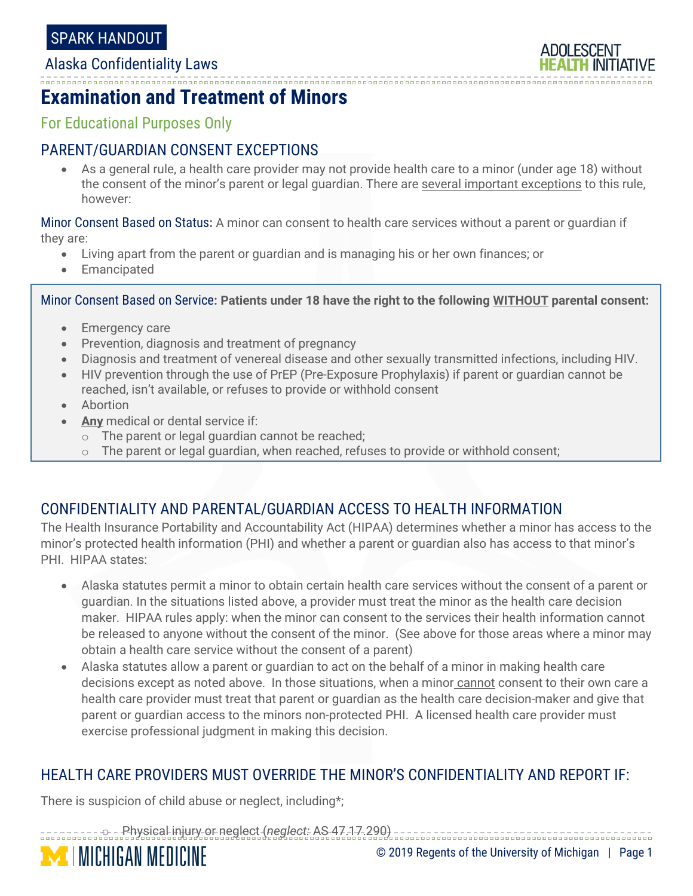SPARK HANDOUT

Alaska Confidentiality Laws

# Examination and Treatment of Minors

For Educational Purposes Only

## PARENT/GUARDIAN CONSENT EXCEPTIONS

- As a general rule, a health care provider may not provide health care to a minor (under age 18) without the consent of the minor's parent or legal guardian. There are several important exceptions to this rule, however:

**Minor Consent Based on Status:** A minor can consent to health care services without a parent or guardian if they are:

- Living apart from the parent or guardian and is managing his or her own finances; or
- Emancipated

**Minor Consent Based on Service: Patients under 18 have the right to the following WITHOUT parental consent:**

- Emergency care
- Prevention, diagnosis and treatment of pregnancy
- Diagnosis and treatment of venereal disease and other sexually transmitted infections, including HIV.
- HIV prevention through the use of PrEP (Pre-Exposure Prophylaxis) if parent or guardian cannot be reached, isn't available, or refuses to provide or withhold consent
- Abortion
- **Any** medical or dental service if:
  - The parent or legal guardian cannot be reached;
  - The parent or legal guardian, when reached, refuses to provide or withhold consent;

## CONFIDENTIALITY AND PARENTAL/GUARDIAN ACCESS TO HEALTH INFORMATION

The Health Insurance Portability and Accountability Act (HIPAA) determines whether a minor has access to the minor's protected health information (PHI) and whether a parent or guardian also has access to that minor's PHI. HIPAA states:

- Alaska statutes permit a minor to obtain certain health care services without the consent of a parent or guardian. In the situations listed above, a provider must treat the minor as the health care decision maker. HIPAA rules apply: when the minor can consent to the services their health information cannot be released to anyone without the consent of the minor. (See above for those areas where a minor may obtain a health care service without the consent of a parent)
- Alaska statutes allow a parent or guardian to act on the behalf of a minor in making health care decisions except as noted above. In those situations, when a minor cannot consent to their own care a health care provider must treat that parent or guardian as the health care decision-maker and give that parent or guardian access to the minors non-protected PHI. A licensed health care provider must exercise professional judgment in making this decision.

## HEALTH CARE PROVIDERS MUST OVERRIDE THE MINOR'S CONFIDENTIALITY AND REPORT IF:

There is suspicion of child abuse or neglect, including*;

- Physical injury or neglect (*neglect:* AS 47.17.290)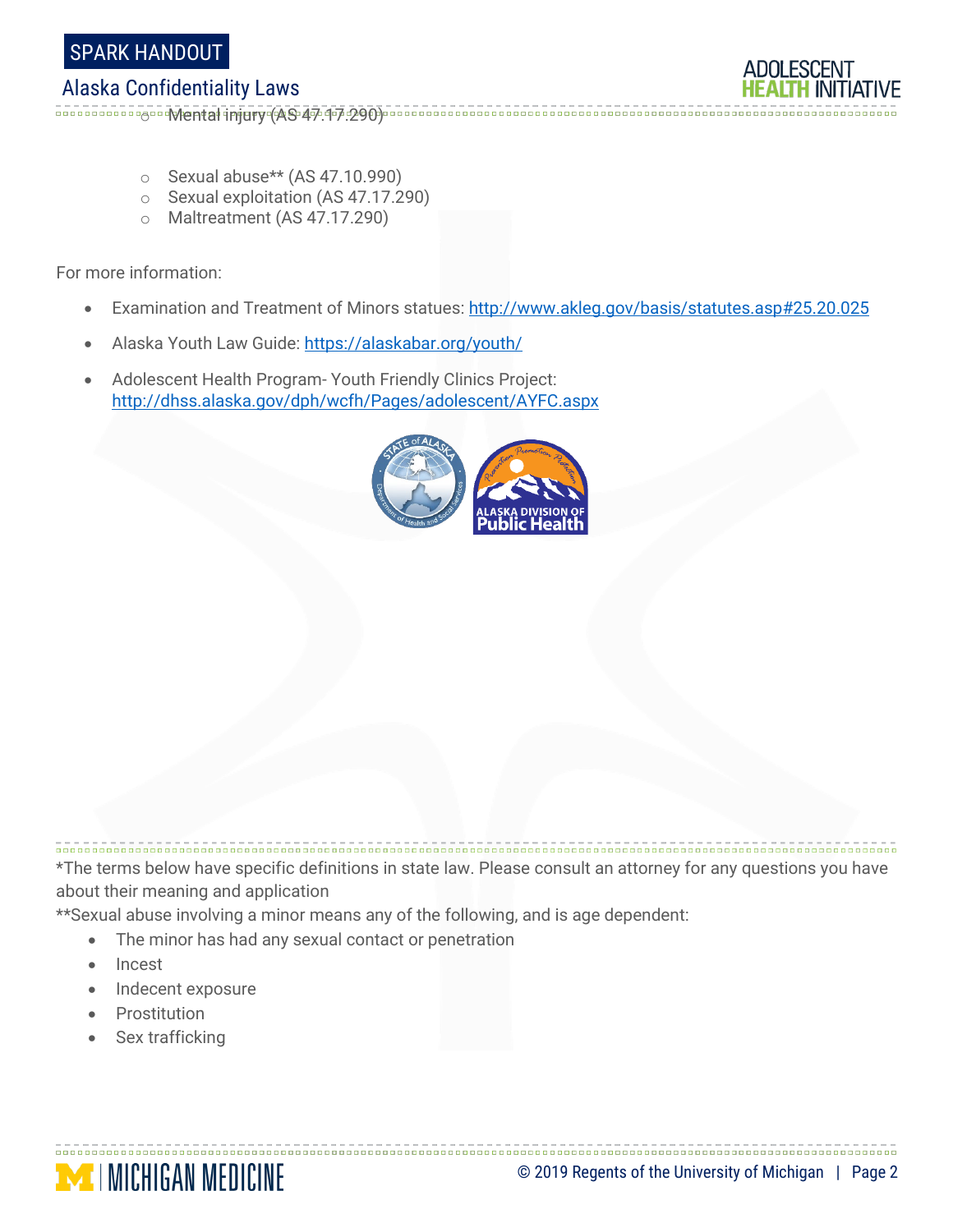- Mental injury (AS 47.17.290)
- Sexual abuse** (AS 47.10.990)
- Sexual exploitation (AS 47.17.290)
- Maltreatment (AS 47.17.290)

For more information:

- Examination and Treatment of Minors statues: http://www.akleg.gov/basis/statutes.asp#25.20.025
- Alaska Youth Law Guide: https://alaskabar.org/youth/
- Adolescent Health Program- Youth Friendly Clinics Project: http://dhss.alaska.gov/dph/wcfh/Pages/adolescent/AYFC.aspx

---

*The terms below have specific definitions in state law. Please consult an attorney for any questions you have about their meaning and application

**Sexual abuse involving a minor means any of the following, and is age dependent:

- The minor has had any sexual contact or penetration
- Incest
- Indecent exposure
- Prostitution
- Sex trafficking